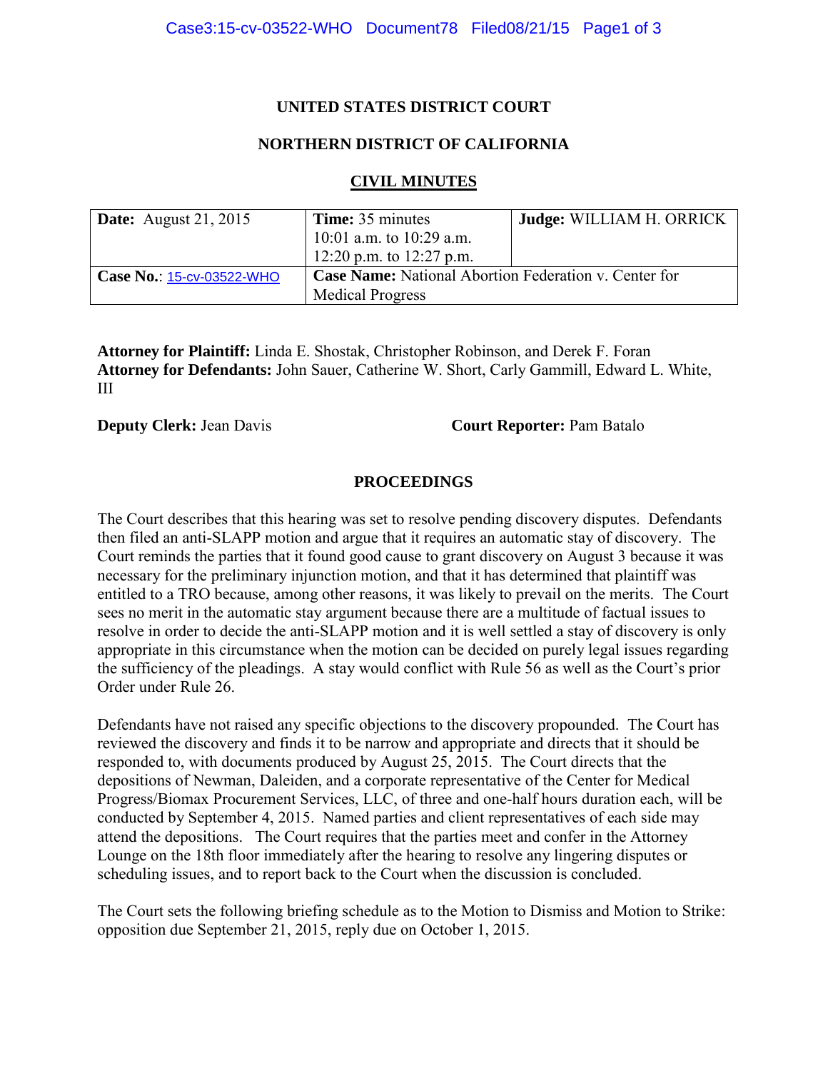**UNITED STATES DISTRICT COURT**

**NORTHERN DISTRICT OF CALIFORNIA**

**CIVIL MINUTES**

| | | |
|---|---|---|
| **Date:** August 21, 2015 | **Time:** 35 minutes<br>10:01 a.m. to 10:29 a.m.<br>12:20 p.m. to 12:27 p.m. | **Judge:** WILLIAM H. ORRICK |
| **Case No.**: 15-cv-03522-WHO | **Case Name:** National Abortion Federation v. Center for Medical Progress | |

**Attorney for Plaintiff:** Linda E. Shostak, Christopher Robinson, and Derek F. Foran
**Attorney for Defendants:** John Sauer, Catherine W. Short, Carly Gammill, Edward L. White, III

**Deputy Clerk:** Jean Davis **Court Reporter:** Pam Batalo

**PROCEEDINGS**

The Court describes that this hearing was set to resolve pending discovery disputes. Defendants then filed an anti-SLAPP motion and argue that it requires an automatic stay of discovery. The Court reminds the parties that it found good cause to grant discovery on August 3 because it was necessary for the preliminary injunction motion, and that it has determined that plaintiff was entitled to a TRO because, among other reasons, it was likely to prevail on the merits. The Court sees no merit in the automatic stay argument because there are a multitude of factual issues to resolve in order to decide the anti-SLAPP motion and it is well settled a stay of discovery is only appropriate in this circumstance when the motion can be decided on purely legal issues regarding the sufficiency of the pleadings. A stay would conflict with Rule 56 as well as the Court's prior Order under Rule 26.

Defendants have not raised any specific objections to the discovery propounded. The Court has reviewed the discovery and finds it to be narrow and appropriate and directs that it should be responded to, with documents produced by August 25, 2015. The Court directs that the depositions of Newman, Daleiden, and a corporate representative of the Center for Medical Progress/Biomax Procurement Services, LLC, of three and one-half hours duration each, will be conducted by September 4, 2015. Named parties and client representatives of each side may attend the depositions. The Court requires that the parties meet and confer in the Attorney Lounge on the 18th floor immediately after the hearing to resolve any lingering disputes or scheduling issues, and to report back to the Court when the discussion is concluded.

The Court sets the following briefing schedule as to the Motion to Dismiss and Motion to Strike: opposition due September 21, 2015, reply due on October 1, 2015.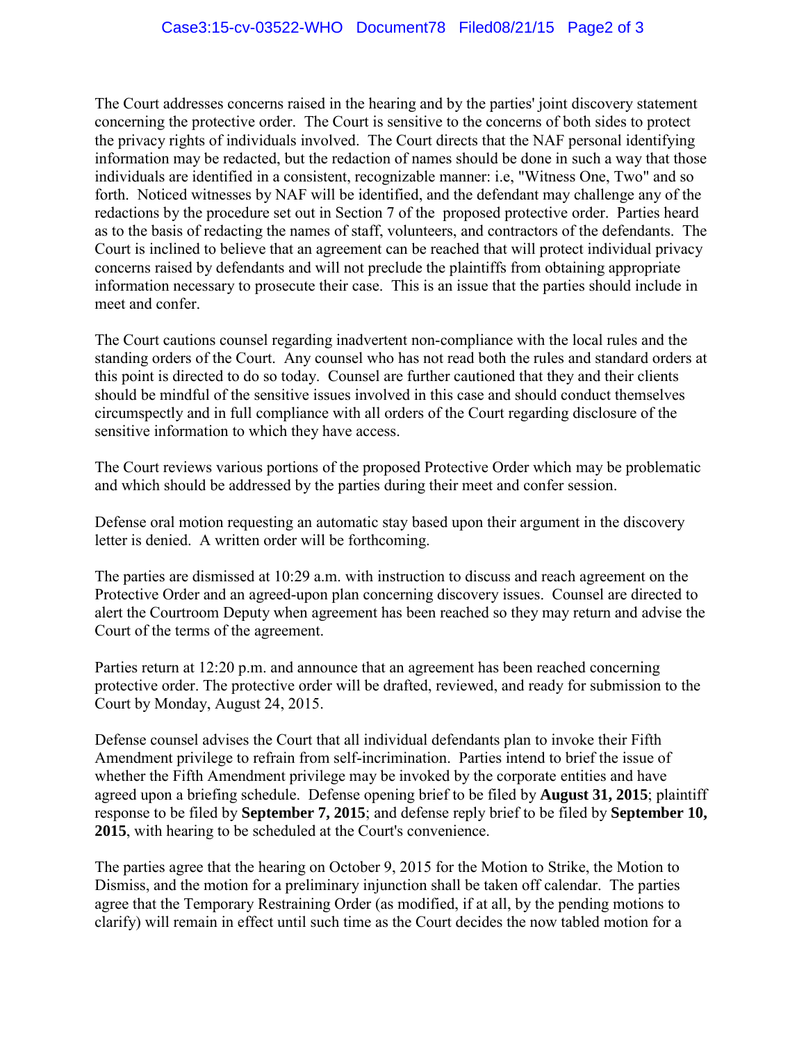The Court addresses concerns raised in the hearing and by the parties' joint discovery statement concerning the protective order. The Court is sensitive to the concerns of both sides to protect the privacy rights of individuals involved. The Court directs that the NAF personal identifying information may be redacted, but the redaction of names should be done in such a way that those individuals are identified in a consistent, recognizable manner: i.e, "Witness One, Two" and so forth. Noticed witnesses by NAF will be identified, and the defendant may challenge any of the redactions by the procedure set out in Section 7 of the proposed protective order. Parties heard as to the basis of redacting the names of staff, volunteers, and contractors of the defendants. The Court is inclined to believe that an agreement can be reached that will protect individual privacy concerns raised by defendants and will not preclude the plaintiffs from obtaining appropriate information necessary to prosecute their case. This is an issue that the parties should include in meet and confer.

The Court cautions counsel regarding inadvertent non-compliance with the local rules and the standing orders of the Court. Any counsel who has not read both the rules and standard orders at this point is directed to do so today. Counsel are further cautioned that they and their clients should be mindful of the sensitive issues involved in this case and should conduct themselves circumspectly and in full compliance with all orders of the Court regarding disclosure of the sensitive information to which they have access.

The Court reviews various portions of the proposed Protective Order which may be problematic and which should be addressed by the parties during their meet and confer session.

Defense oral motion requesting an automatic stay based upon their argument in the discovery letter is denied. A written order will be forthcoming.

The parties are dismissed at 10:29 a.m. with instruction to discuss and reach agreement on the Protective Order and an agreed-upon plan concerning discovery issues. Counsel are directed to alert the Courtroom Deputy when agreement has been reached so they may return and advise the Court of the terms of the agreement.

Parties return at 12:20 p.m. and announce that an agreement has been reached concerning protective order. The protective order will be drafted, reviewed, and ready for submission to the Court by Monday, August 24, 2015.

Defense counsel advises the Court that all individual defendants plan to invoke their Fifth Amendment privilege to refrain from self-incrimination. Parties intend to brief the issue of whether the Fifth Amendment privilege may be invoked by the corporate entities and have agreed upon a briefing schedule. Defense opening brief to be filed by **August 31, 2015**; plaintiff response to be filed by **September 7, 2015**; and defense reply brief to be filed by **September 10, 2015**, with hearing to be scheduled at the Court's convenience.

The parties agree that the hearing on October 9, 2015 for the Motion to Strike, the Motion to Dismiss, and the motion for a preliminary injunction shall be taken off calendar. The parties agree that the Temporary Restraining Order (as modified, if at all, by the pending motions to clarify) will remain in effect until such time as the Court decides the now tabled motion for a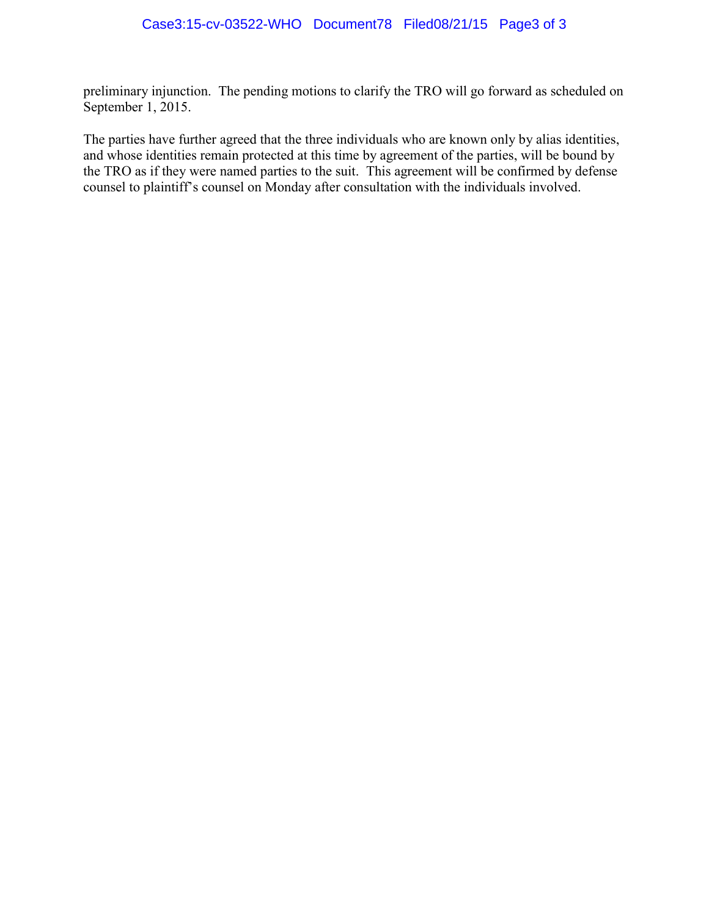preliminary injunction. The pending motions to clarify the TRO will go forward as scheduled on September 1, 2015.

The parties have further agreed that the three individuals who are known only by alias identities, and whose identities remain protected at this time by agreement of the parties, will be bound by the TRO as if they were named parties to the suit. This agreement will be confirmed by defense counsel to plaintiff's counsel on Monday after consultation with the individuals involved.